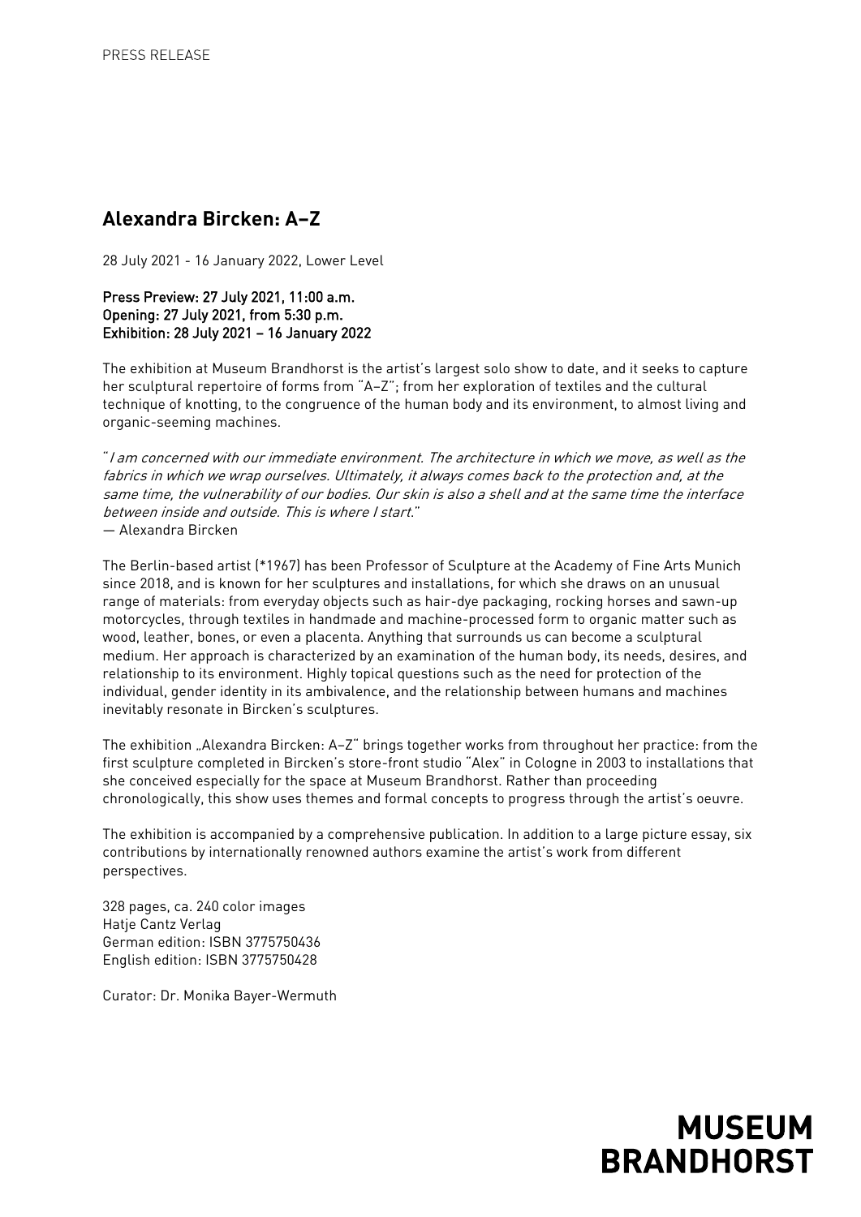PRESS RELEASE

# Alexandra Bircken: A–Z

28 July 2021 - 16 January 2022, Lower Level

**Press Preview: 27 July 2021, 11:00 a.m.**
**Opening: 27 July 2021, from 5:30 p.m.**
**Exhibition: 28 July 2021 – 16 January 2022**

The exhibition at Museum Brandhorst is the artist's largest solo show to date, and it seeks to capture her sculptural repertoire of forms from "A–Z"; from her exploration of textiles and the cultural technique of knotting, to the congruence of the human body and its environment, to almost living and organic-seeming machines.

"*I am concerned with our immediate environment. The architecture in which we move, as well as the fabrics in which we wrap ourselves. Ultimately, it always comes back to the protection and, at the same time, the vulnerability of our bodies. Our skin is also a shell and at the same time the interface between inside and outside. This is where I start.*"
— Alexandra Bircken

The Berlin-based artist (*1967) has been Professor of Sculpture at the Academy of Fine Arts Munich since 2018, and is known for her sculptures and installations, for which she draws on an unusual range of materials: from everyday objects such as hair-dye packaging, rocking horses and sawn-up motorcycles, through textiles in handmade and machine-processed form to organic matter such as wood, leather, bones, or even a placenta. Anything that surrounds us can become a sculptural medium. Her approach is characterized by an examination of the human body, its needs, desires, and relationship to its environment. Highly topical questions such as the need for protection of the individual, gender identity in its ambivalence, and the relationship between humans and machines inevitably resonate in Bircken's sculptures.

The exhibition „Alexandra Bircken: A–Z" brings together works from throughout her practice: from the first sculpture completed in Bircken's store-front studio "Alex" in Cologne in 2003 to installations that she conceived especially for the space at Museum Brandhorst. Rather than proceeding chronologically, this show uses themes and formal concepts to progress through the artist's oeuvre.

The exhibition is accompanied by a comprehensive publication. In addition to a large picture essay, six contributions by internationally renowned authors examine the artist's work from different perspectives.

328 pages, ca. 240 color images
Hatje Cantz Verlag
German edition: ISBN 3775750436
English edition: ISBN 3775750428

Curator: Dr. Monika Bayer-Wermuth

**MUSEUM BRANDHORST**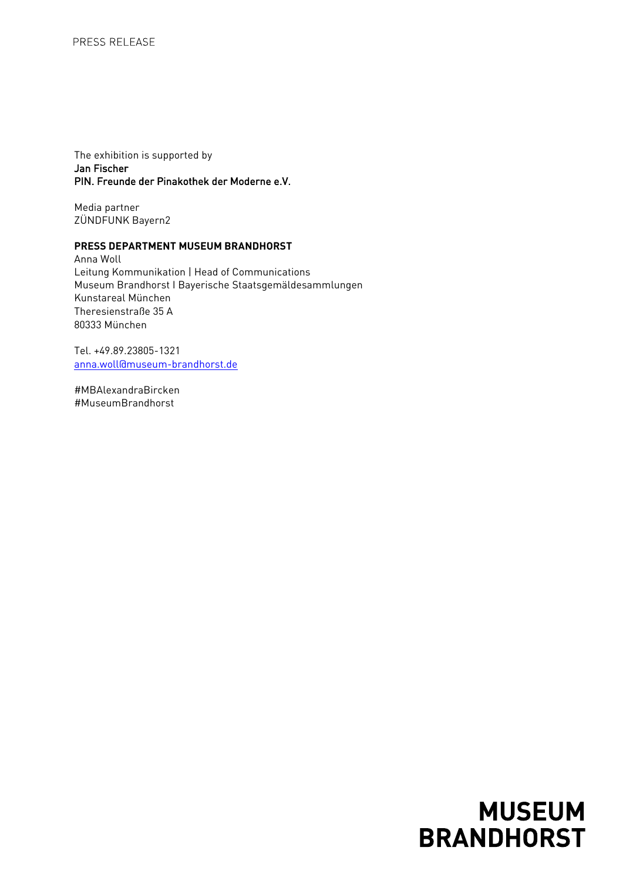The exhibition is supported by
**Jan Fischer**
**PIN. Freunde der Pinakothek der Moderne e.V.**

Media partner
ZÜNDFUNK Bayern2

**PRESS DEPARTMENT MUSEUM BRANDHORST**
Anna Woll
Leitung Kommunikation | Head of Communications
Museum Brandhorst I Bayerische Staatsgemäldesammlungen
Kunstareal München
Theresienstraße 35 A
80333 München

Tel. +49.89.23805-1321
anna.woll@museum-brandhorst.de

#MBAlexandraBircken
#MuseumBrandhorst

**MUSEUM BRANDHORST**